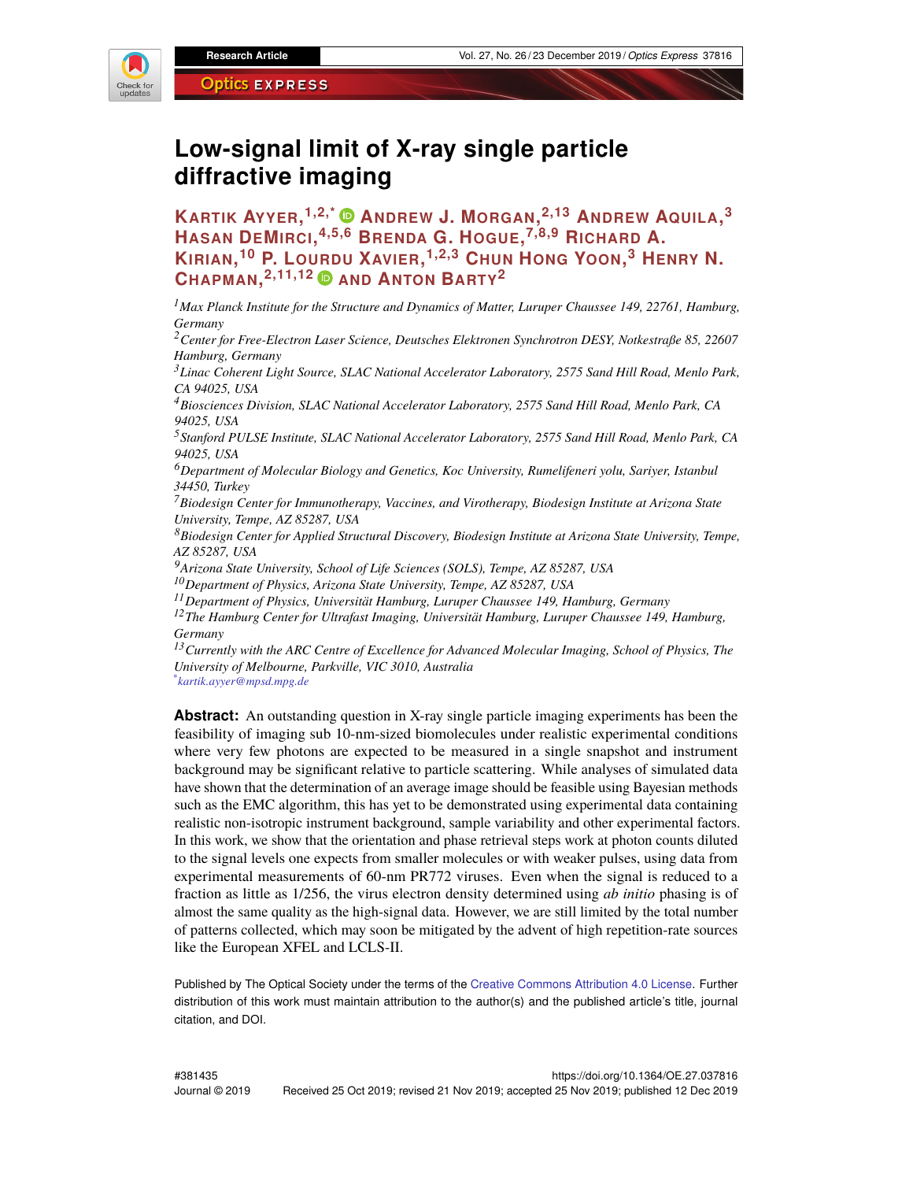# Low-signal limit of X-ray single particle diffractive imaging

**Kartik Ayyer,[1,2,*] Andrew J. Morgan,[2,13] Andrew Aquila,[3] Hasan DeMirci,[4,5,6] Brenda G. Hogue,[7,8,9] Richard A. Kirian,[10] P. Lourdu Xavier,[1,2,3] Chun Hong Yoon,[3] Henry N. Chapman,[2,11,12] and Anton Barty[2]**

[1] *Max Planck Institute for the Structure and Dynamics of Matter, Luruper Chaussee 149, 22761, Hamburg, Germany*
[2] *Center for Free-Electron Laser Science, Deutsches Elektronen Synchrotron DESY, Notkestraße 85, 22607 Hamburg, Germany*
[3] *Linac Coherent Light Source, SLAC National Accelerator Laboratory, 2575 Sand Hill Road, Menlo Park, CA 94025, USA*
[4] *Biosciences Division, SLAC National Accelerator Laboratory, 2575 Sand Hill Road, Menlo Park, CA 94025, USA*
[5] *Stanford PULSE Institute, SLAC National Accelerator Laboratory, 2575 Sand Hill Road, Menlo Park, CA 94025, USA*
[6] *Department of Molecular Biology and Genetics, Koc University, Rumelifeneri yolu, Sariyer, Istanbul 34450, Turkey*
[7] *Biodesign Center for Immunotherapy, Vaccines, and Virotherapy, Biodesign Institute at Arizona State University, Tempe, AZ 85287, USA*
[8] *Biodesign Center for Applied Structural Discovery, Biodesign Institute at Arizona State University, Tempe, AZ 85287, USA*
[9] *Arizona State University, School of Life Sciences (SOLS), Tempe, AZ 85287, USA*
[10] *Department of Physics, Arizona State University, Tempe, AZ 85287, USA*
[11] *Department of Physics, Universität Hamburg, Luruper Chaussee 149, Hamburg, Germany*
[12] *The Hamburg Center for Ultrafast Imaging, Universität Hamburg, Luruper Chaussee 149, Hamburg, Germany*
[13] *Currently with the ARC Centre of Excellence for Advanced Molecular Imaging, School of Physics, The University of Melbourne, Parkville, VIC 3010, Australia*
[*] *kartik.ayyer@mpsd.mpg.de*

**Abstract:** An outstanding question in X-ray single particle imaging experiments has been the feasibility of imaging sub 10-nm-sized biomolecules under realistic experimental conditions where very few photons are expected to be measured in a single snapshot and instrument background may be significant relative to particle scattering. While analyses of simulated data have shown that the determination of an average image should be feasible using Bayesian methods such as the EMC algorithm, this has yet to be demonstrated using experimental data containing realistic non-isotropic instrument background, sample variability and other experimental factors. In this work, we show that the orientation and phase retrieval steps work at photon counts diluted to the signal levels one expects from smaller molecules or with weaker pulses, using data from experimental measurements of 60-nm PR772 viruses. Even when the signal is reduced to a fraction as little as 1/256, the virus electron density determined using *ab initio* phasing is of almost the same quality as the high-signal data. However, we are still limited by the total number of patterns collected, which may soon be mitigated by the advent of high repetition-rate sources like the European XFEL and LCLS-II.

Published by The Optical Society under the terms of the Creative Commons Attribution 4.0 License. Further distribution of this work must maintain attribution to the author(s) and the published article's title, journal citation, and DOI.

#381435
Journal © 2019

https://doi.org/10.1364/OE.27.037816
Received 25 Oct 2019; revised 21 Nov 2019; accepted 25 Nov 2019; published 12 Dec 2019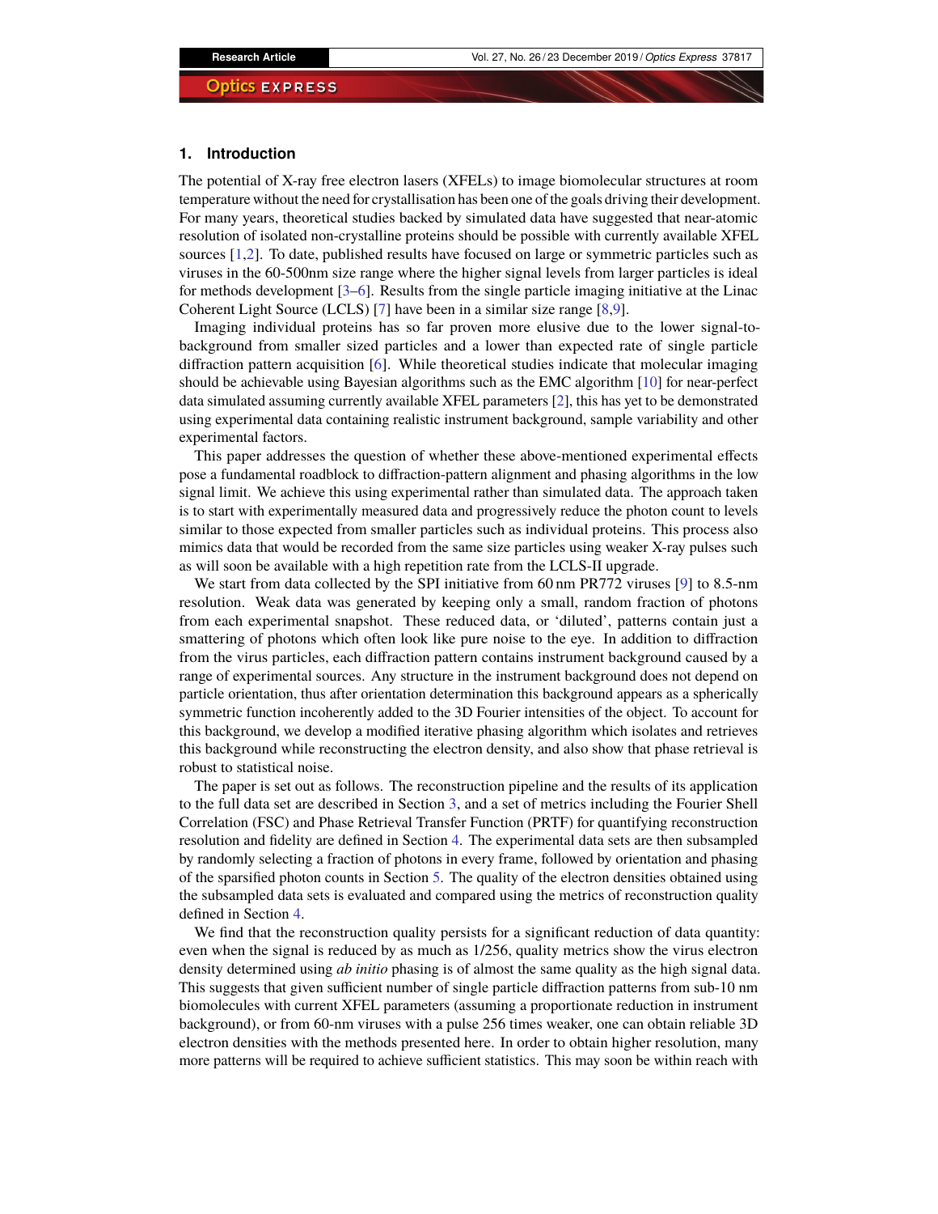## 1. Introduction

The potential of X-ray free electron lasers (XFELs) to image biomolecular structures at room temperature without the need for crystallisation has been one of the goals driving their development. For many years, theoretical studies backed by simulated data have suggested that near-atomic resolution of isolated non-crystalline proteins should be possible with currently available XFEL sources [1,2]. To date, published results have focused on large or symmetric particles such as viruses in the 60-500nm size range where the higher signal levels from larger particles is ideal for methods development [3–6]. Results from the single particle imaging initiative at the Linac Coherent Light Source (LCLS) [7] have been in a similar size range [8,9].

Imaging individual proteins has so far proven more elusive due to the lower signal-to-background from smaller sized particles and a lower than expected rate of single particle diffraction pattern acquisition [6]. While theoretical studies indicate that molecular imaging should be achievable using Bayesian algorithms such as the EMC algorithm [10] for near-perfect data simulated assuming currently available XFEL parameters [2], this has yet to be demonstrated using experimental data containing realistic instrument background, sample variability and other experimental factors.

This paper addresses the question of whether these above-mentioned experimental effects pose a fundamental roadblock to diffraction-pattern alignment and phasing algorithms in the low signal limit. We achieve this using experimental rather than simulated data. The approach taken is to start with experimentally measured data and progressively reduce the photon count to levels similar to those expected from smaller particles such as individual proteins. This process also mimics data that would be recorded from the same size particles using weaker X-ray pulses such as will soon be available with a high repetition rate from the LCLS-II upgrade.

We start from data collected by the SPI initiative from 60 nm PR772 viruses [9] to 8.5-nm resolution. Weak data was generated by keeping only a small, random fraction of photons from each experimental snapshot. These reduced data, or 'diluted', patterns contain just a smattering of photons which often look like pure noise to the eye. In addition to diffraction from the virus particles, each diffraction pattern contains instrument background caused by a range of experimental sources. Any structure in the instrument background does not depend on particle orientation, thus after orientation determination this background appears as a spherically symmetric function incoherently added to the 3D Fourier intensities of the object. To account for this background, we develop a modified iterative phasing algorithm which isolates and retrieves this background while reconstructing the electron density, and also show that phase retrieval is robust to statistical noise.

The paper is set out as follows. The reconstruction pipeline and the results of its application to the full data set are described in Section 3, and a set of metrics including the Fourier Shell Correlation (FSC) and Phase Retrieval Transfer Function (PRTF) for quantifying reconstruction resolution and fidelity are defined in Section 4. The experimental data sets are then subsampled by randomly selecting a fraction of photons in every frame, followed by orientation and phasing of the sparsified photon counts in Section 5. The quality of the electron densities obtained using the subsampled data sets is evaluated and compared using the metrics of reconstruction quality defined in Section 4.

We find that the reconstruction quality persists for a significant reduction of data quantity: even when the signal is reduced by as much as 1/256, quality metrics show the virus electron density determined using *ab initio* phasing is of almost the same quality as the high signal data. This suggests that given sufficient number of single particle diffraction patterns from sub-10 nm biomolecules with current XFEL parameters (assuming a proportionate reduction in instrument background), or from 60-nm viruses with a pulse 256 times weaker, one can obtain reliable 3D electron densities with the methods presented here. In order to obtain higher resolution, many more patterns will be required to achieve sufficient statistics. This may soon be within reach with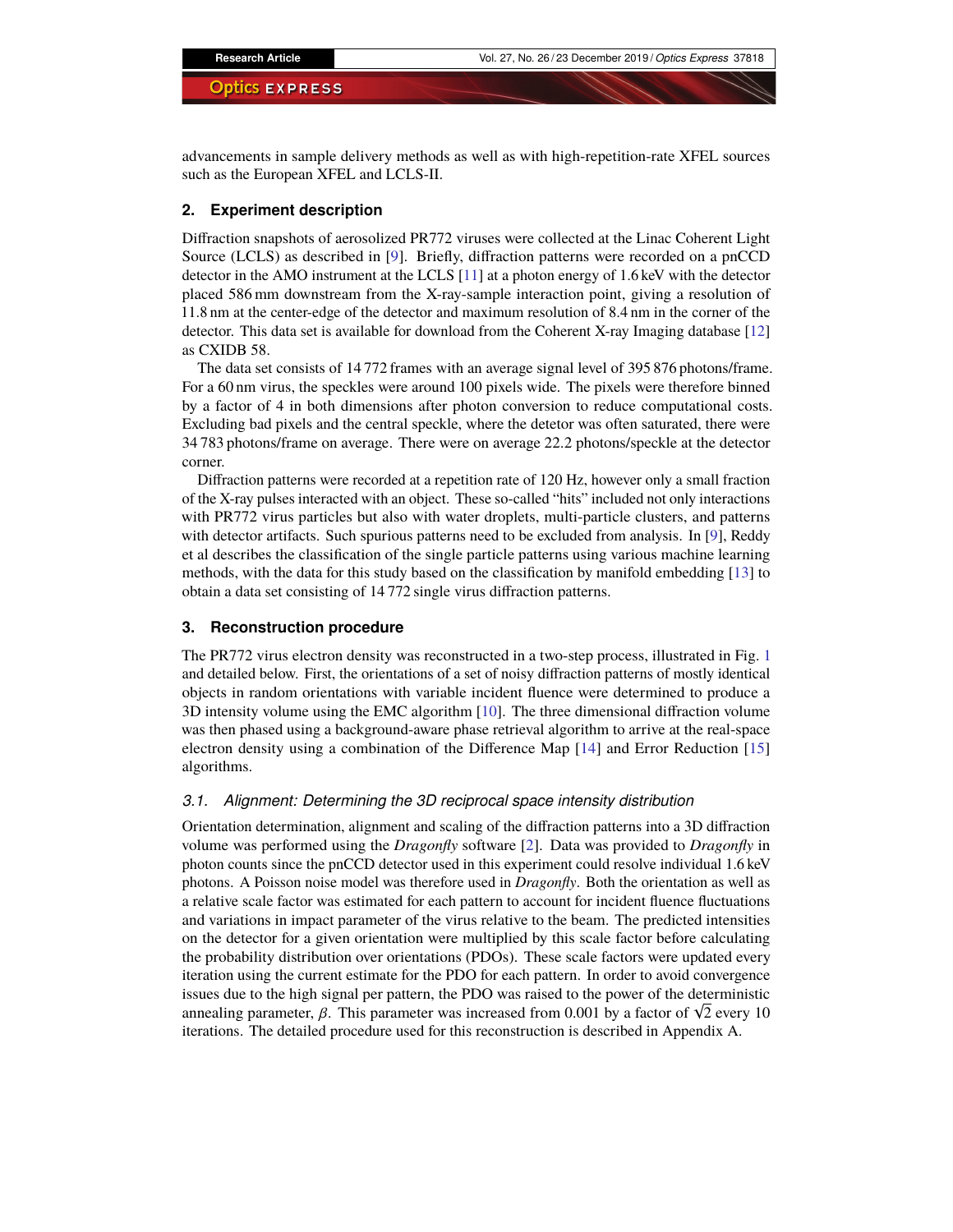advancements in sample delivery methods as well as with high-repetition-rate XFEL sources such as the European XFEL and LCLS-II.

## 2. Experiment description

Diffraction snapshots of aerosolized PR772 viruses were collected at the Linac Coherent Light Source (LCLS) as described in [9]. Briefly, diffraction patterns were recorded on a pnCCD detector in the AMO instrument at the LCLS [11] at a photon energy of 1.6 keV with the detector placed 586 mm downstream from the X-ray-sample interaction point, giving a resolution of 11.8 nm at the center-edge of the detector and maximum resolution of 8.4 nm in the corner of the detector. This data set is available for download from the Coherent X-ray Imaging database [12] as CXIDB 58.

The data set consists of 14 772 frames with an average signal level of 395 876 photons/frame. For a 60 nm virus, the speckles were around 100 pixels wide. The pixels were therefore binned by a factor of 4 in both dimensions after photon conversion to reduce computational costs. Excluding bad pixels and the central speckle, where the detetor was often saturated, there were 34 783 photons/frame on average. There were on average 22.2 photons/speckle at the detector corner.

Diffraction patterns were recorded at a repetition rate of 120 Hz, however only a small fraction of the X-ray pulses interacted with an object. These so-called "hits" included not only interactions with PR772 virus particles but also with water droplets, multi-particle clusters, and patterns with detector artifacts. Such spurious patterns need to be excluded from analysis. In [9], Reddy et al describes the classification of the single particle patterns using various machine learning methods, with the data for this study based on the classification by manifold embedding [13] to obtain a data set consisting of 14 772 single virus diffraction patterns.

## 3. Reconstruction procedure

The PR772 virus electron density was reconstructed in a two-step process, illustrated in Fig. 1 and detailed below. First, the orientations of a set of noisy diffraction patterns of mostly identical objects in random orientations with variable incident fluence were determined to produce a 3D intensity volume using the EMC algorithm [10]. The three dimensional diffraction volume was then phased using a background-aware phase retrieval algorithm to arrive at the real-space electron density using a combination of the Difference Map [14] and Error Reduction [15] algorithms.

### 3.1. Alignment: Determining the 3D reciprocal space intensity distribution

Orientation determination, alignment and scaling of the diffraction patterns into a 3D diffraction volume was performed using the *Dragonfly* software [2]. Data was provided to *Dragonfly* in photon counts since the pnCCD detector used in this experiment could resolve individual 1.6 keV photons. A Poisson noise model was therefore used in *Dragonfly*. Both the orientation as well as a relative scale factor was estimated for each pattern to account for incident fluence fluctuations and variations in impact parameter of the virus relative to the beam. The predicted intensities on the detector for a given orientation were multiplied by this scale factor before calculating the probability distribution over orientations (PDOs). These scale factors were updated every iteration using the current estimate for the PDO for each pattern. In order to avoid convergence issues due to the high signal per pattern, the PDO was raised to the power of the deterministic annealing parameter, $\beta$. This parameter was increased from 0.001 by a factor of $\sqrt{2}$ every 10 iterations. The detailed procedure used for this reconstruction is described in Appendix A.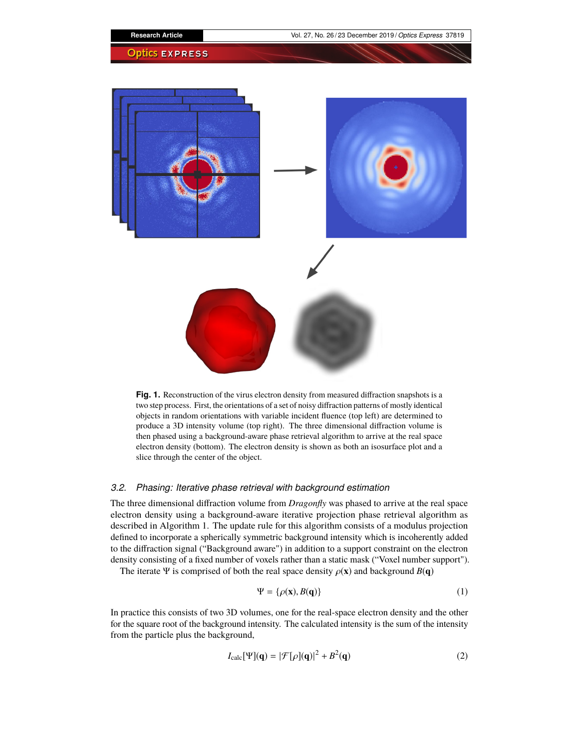**Fig. 1.** Reconstruction of the virus electron density from measured diffraction snapshots is a two step process. First, the orientations of a set of noisy diffraction patterns of mostly identical objects in random orientations with variable incident fluence (top left) are determined to produce a 3D intensity volume (top right). The three dimensional diffraction volume is then phased using a background-aware phase retrieval algorithm to arrive at the real space electron density (bottom). The electron density is shown as both an isosurface plot and a slice through the center of the object.

### 3.2. Phasing: Iterative phase retrieval with background estimation

The three dimensional diffraction volume from *Dragonfly* was phased to arrive at the real space electron density using a background-aware iterative projection phase retrieval algorithm as described in Algorithm 1. The update rule for this algorithm consists of a modulus projection defined to incorporate a spherically symmetric background intensity which is incoherently added to the diffraction signal ("Background aware") in addition to a support constraint on the electron density consisting of a fixed number of voxels rather than a static mask ("Voxel number support").

The iterate $\Psi$ is comprised of both the real space density $\rho(\mathbf{x})$ and background $B(\mathbf{q})$

$$\Psi = \{\rho(\mathbf{x}), B(\mathbf{q})\} \tag{1}$$

In practice this consists of two 3D volumes, one for the real-space electron density and the other for the square root of the background intensity. The calculated intensity is the sum of the intensity from the particle plus the background,

$$I_{\text{calc}}[\Psi](\mathbf{q}) = |\mathcal{F}[\rho](\mathbf{q})|^2 + B^2(\mathbf{q}) \tag{2}$$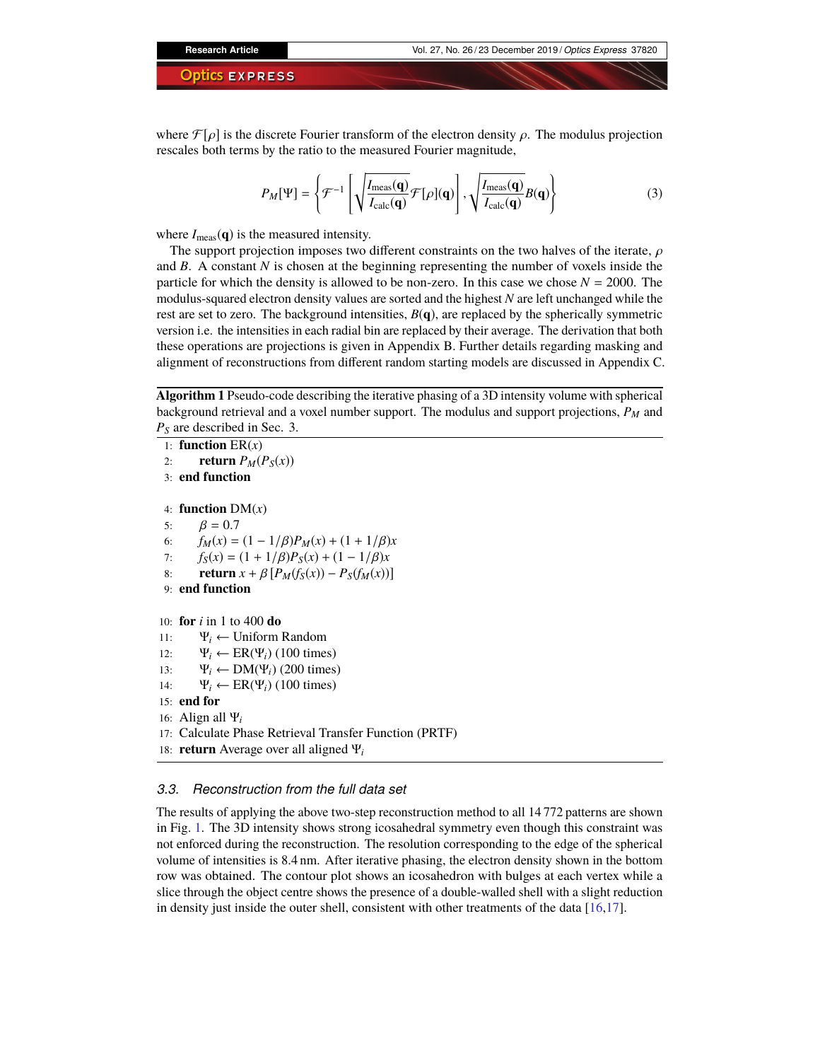where $\mathcal{F}[\rho]$ is the discrete Fourier transform of the electron density $\rho$. The modulus projection rescales both terms by the ratio to the measured Fourier magnitude,

$$P_M[\Psi] = \left\{ \mathcal{F}^{-1}\left[\sqrt{\frac{I_{\text{meas}}(\mathbf{q})}{I_{\text{calc}}(\mathbf{q})}}\mathcal{F}[\rho](\mathbf{q})\right], \sqrt{\frac{I_{\text{meas}}(\mathbf{q})}{I_{\text{calc}}(\mathbf{q})}}B(\mathbf{q}) \right\} \tag{3}$$

where $I_{\text{meas}}(\mathbf{q})$ is the measured intensity.

The support projection imposes two different constraints on the two halves of the iterate, $\rho$ and $B$. A constant $N$ is chosen at the beginning representing the number of voxels inside the particle for which the density is allowed to be non-zero. In this case we chose $N = 2000$. The modulus-squared electron density values are sorted and the highest $N$ are left unchanged while the rest are set to zero. The background intensities, $B(\mathbf{q})$, are replaced by the spherically symmetric version i.e. the intensities in each radial bin are replaced by their average. The derivation that both these operations are projections is given in Appendix B. Further details regarding masking and alignment of reconstructions from different random starting models are discussed in Appendix C.

**Algorithm 1** Pseudo-code describing the iterative phasing of a 3D intensity volume with spherical background retrieval and a voxel number support. The modulus and support projections, $P_M$ and $P_S$ are described in Sec. 3.

```
 1: function ER(x)
 2:     return P_M(P_S(x))
 3: end function

 4: function DM(x)
 5:     β = 0.7
 6:     f_M(x) = (1 − 1/β)P_M(x) + (1 + 1/β)x
 7:     f_S(x) = (1 + 1/β)P_S(x) + (1 − 1/β)x
 8:     return x + β[P_M(f_S(x)) − P_S(f_M(x))]
 9: end function

10: for i in 1 to 400 do
11:     Ψ_i ← Uniform Random
12:     Ψ_i ← ER(Ψ_i) (100 times)
13:     Ψ_i ← DM(Ψ_i) (200 times)
14:     Ψ_i ← ER(Ψ_i) (100 times)
15: end for
16: Align all Ψ_i
17: Calculate Phase Retrieval Transfer Function (PRTF)
18: return Average over all aligned Ψ_i
```

### 3.3. Reconstruction from the full data set

The results of applying the above two-step reconstruction method to all 14 772 patterns are shown in Fig. 1. The 3D intensity shows strong icosahedral symmetry even though this constraint was not enforced during the reconstruction. The resolution corresponding to the edge of the spherical volume of intensities is 8.4 nm. After iterative phasing, the electron density shown in the bottom row was obtained. The contour plot shows an icosahedron with bulges at each vertex while a slice through the object centre shows the presence of a double-walled shell with a slight reduction in density just inside the outer shell, consistent with other treatments of the data [16,17].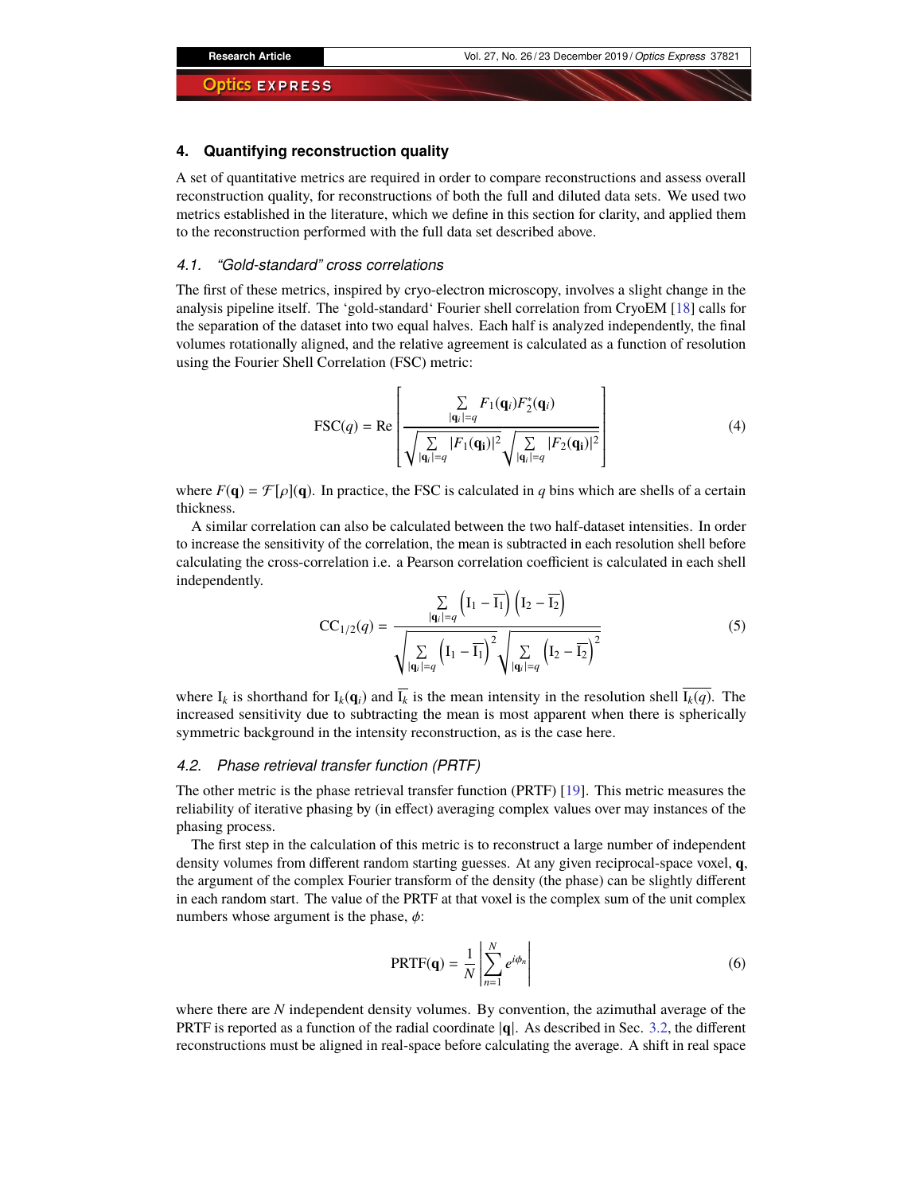## 4. Quantifying reconstruction quality

A set of quantitative metrics are required in order to compare reconstructions and assess overall reconstruction quality, for reconstructions of both the full and diluted data sets. We used two metrics established in the literature, which we define in this section for clarity, and applied them to the reconstruction performed with the full data set described above.

### 4.1. "Gold-standard" cross correlations

The first of these metrics, inspired by cryo-electron microscopy, involves a slight change in the analysis pipeline itself. The 'gold-standard' Fourier shell correlation from CryoEM [18] calls for the separation of the dataset into two equal halves. Each half is analyzed independently, the final volumes rotationally aligned, and the relative agreement is calculated as a function of resolution using the Fourier Shell Correlation (FSC) metric:

$$\mathrm{FSC}(q) = \mathrm{Re}\left[\frac{\sum_{|\mathbf{q}_i|=q} F_1(\mathbf{q}_i)F_2^*(\mathbf{q}_i)}{\sqrt{\sum_{|\mathbf{q}_i|=q}|F_1(\mathbf{q_i})|^2}\sqrt{\sum_{|\mathbf{q}_i|=q}|F_2(\mathbf{q_i})|^2}}\right] \tag{4}$$

where $F(\mathbf{q}) = \mathcal{F}[\rho](\mathbf{q})$. In practice, the FSC is calculated in $q$ bins which are shells of a certain thickness.

A similar correlation can also be calculated between the two half-dataset intensities. In order to increase the sensitivity of the correlation, the mean is subtracted in each resolution shell before calculating the cross-correlation i.e. a Pearson correlation coefficient is calculated in each shell independently.

$$\mathrm{CC}_{1/2}(q) = \frac{\sum_{|\mathbf{q}_i|=q}\left(\mathrm{I}_1 - \overline{\mathrm{I}_1}\right)\left(\mathrm{I}_2 - \overline{\mathrm{I}_2}\right)}{\sqrt{\sum_{|\mathbf{q}_i|=q}\left(\mathrm{I}_1 - \overline{\mathrm{I}_1}\right)^2}\sqrt{\sum_{|\mathbf{q}_i|=q}\left(\mathrm{I}_2 - \overline{\mathrm{I}_2}\right)^2}} \tag{5}$$

where $\mathrm{I}_k$ is shorthand for $\mathrm{I}_k(\mathbf{q}_i)$ and $\overline{\mathrm{I}_k}$ is the mean intensity in the resolution shell $\overline{\mathrm{I}_k(q)}$. The increased sensitivity due to subtracting the mean is most apparent when there is spherically symmetric background in the intensity reconstruction, as is the case here.

### 4.2. Phase retrieval transfer function (PRTF)

The other metric is the phase retrieval transfer function (PRTF) [19]. This metric measures the reliability of iterative phasing by (in effect) averaging complex values over may instances of the phasing process.

The first step in the calculation of this metric is to reconstruct a large number of independent density volumes from different random starting guesses. At any given reciprocal-space voxel, $\mathbf{q}$, the argument of the complex Fourier transform of the density (the phase) can be slightly different in each random start. The value of the PRTF at that voxel is the complex sum of the unit complex numbers whose argument is the phase, $\phi$:

$$\mathrm{PRTF}(\mathbf{q}) = \frac{1}{N}\left|\sum_{n=1}^{N} e^{i\phi_n}\right| \tag{6}$$

where there are $N$ independent density volumes. By convention, the azimuthal average of the PRTF is reported as a function of the radial coordinate $|\mathbf{q}|$. As described in Sec. 3.2, the different reconstructions must be aligned in real-space before calculating the average. A shift in real space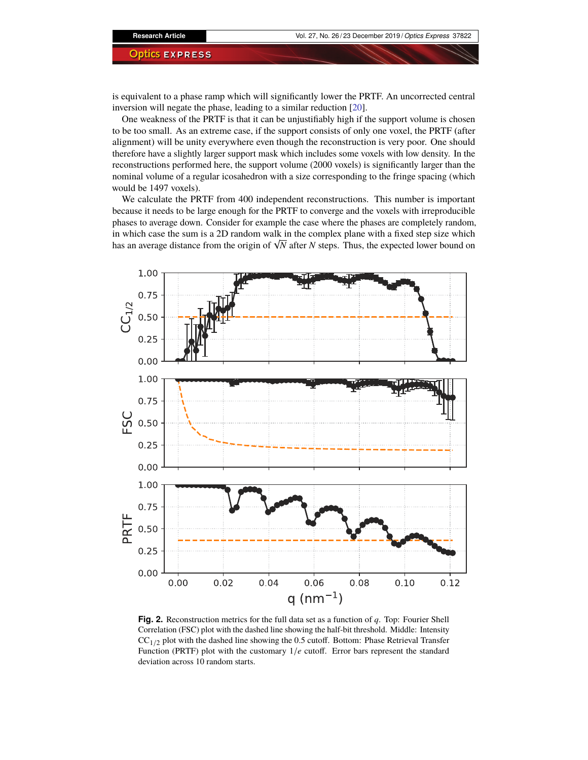is equivalent to a phase ramp which will significantly lower the PRTF. An uncorrected central inversion will negate the phase, leading to a similar reduction [20].

One weakness of the PRTF is that it can be unjustifiably high if the support volume is chosen to be too small. As an extreme case, if the support consists of only one voxel, the PRTF (after alignment) will be unity everywhere even though the reconstruction is very poor. One should therefore have a slightly larger support mask which includes some voxels with low density. In the reconstructions performed here, the support volume (2000 voxels) is significantly larger than the nominal volume of a regular icosahedron with a size corresponding to the fringe spacing (which would be 1497 voxels).

We calculate the PRTF from 400 independent reconstructions. This number is important because it needs to be large enough for the PRTF to converge and the voxels with irreproducible phases to average down. Consider for example the case where the phases are completely random, in which case the sum is a 2D random walk in the complex plane with a fixed step size which has an average distance from the origin of $\sqrt{N}$ after $N$ steps. Thus, the expected lower bound on

**Fig. 2.** Reconstruction metrics for the full data set as a function of $q$. Top: Fourier Shell Correlation (FSC) plot with the dashed line showing the half-bit threshold. Middle: Intensity $CC_{1/2}$ plot with the dashed line showing the 0.5 cutoff. Bottom: Phase Retrieval Transfer Function (PRTF) plot with the customary $1/e$ cutoff. Error bars represent the standard deviation across 10 random starts.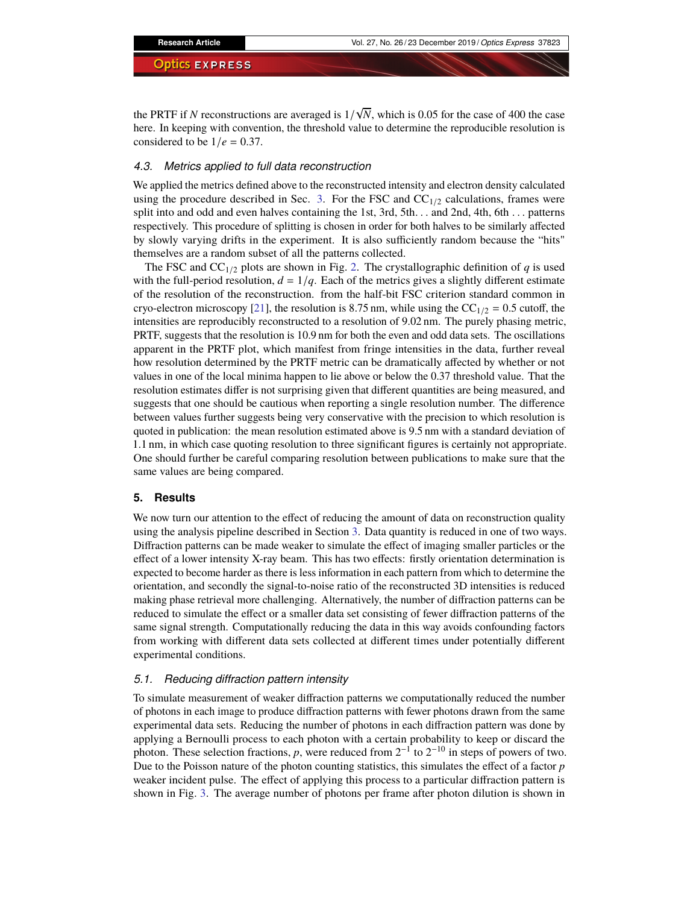the PRTF if $N$ reconstructions are averaged is $1/\sqrt{N}$, which is 0.05 for the case of 400 the case here. In keeping with convention, the threshold value to determine the reproducible resolution is considered to be $1/e = 0.37$.

### *4.3. Metrics applied to full data reconstruction*

We applied the metrics defined above to the reconstructed intensity and electron density calculated using the procedure described in Sec. 3. For the FSC and $CC_{1/2}$ calculations, frames were split into and odd and even halves containing the 1st, 3rd, 5th. . . and 2nd, 4th, 6th . . . patterns respectively. This procedure of splitting is chosen in order for both halves to be similarly affected by slowly varying drifts in the experiment. It is also sufficiently random because the "hits" themselves are a random subset of all the patterns collected.

The FSC and $CC_{1/2}$ plots are shown in Fig. 2. The crystallographic definition of $q$ is used with the full-period resolution, $d = 1/q$. Each of the metrics gives a slightly different estimate of the resolution of the reconstruction. from the half-bit FSC criterion standard common in cryo-electron microscopy [21], the resolution is 8.75 nm, while using the $CC_{1/2} = 0.5$ cutoff, the intensities are reproducibly reconstructed to a resolution of 9.02 nm. The purely phasing metric, PRTF, suggests that the resolution is 10.9 nm for both the even and odd data sets. The oscillations apparent in the PRTF plot, which manifest from fringe intensities in the data, further reveal how resolution determined by the PRTF metric can be dramatically affected by whether or not values in one of the local minima happen to lie above or below the 0.37 threshold value. That the resolution estimates differ is not surprising given that different quantities are being measured, and suggests that one should be cautious when reporting a single resolution number. The difference between values further suggests being very conservative with the precision to which resolution is quoted in publication: the mean resolution estimated above is 9.5 nm with a standard deviation of 1.1 nm, in which case quoting resolution to three significant figures is certainly not appropriate. One should further be careful comparing resolution between publications to make sure that the same values are being compared.

## 5. Results

We now turn our attention to the effect of reducing the amount of data on reconstruction quality using the analysis pipeline described in Section 3. Data quantity is reduced in one of two ways. Diffraction patterns can be made weaker to simulate the effect of imaging smaller particles or the effect of a lower intensity X-ray beam. This has two effects: firstly orientation determination is expected to become harder as there is less information in each pattern from which to determine the orientation, and secondly the signal-to-noise ratio of the reconstructed 3D intensities is reduced making phase retrieval more challenging. Alternatively, the number of diffraction patterns can be reduced to simulate the effect or a smaller data set consisting of fewer diffraction patterns of the same signal strength. Computationally reducing the data in this way avoids confounding factors from working with different data sets collected at different times under potentially different experimental conditions.

### *5.1. Reducing diffraction pattern intensity*

To simulate measurement of weaker diffraction patterns we computationally reduced the number of photons in each image to produce diffraction patterns with fewer photons drawn from the same experimental data sets. Reducing the number of photons in each diffraction pattern was done by applying a Bernoulli process to each photon with a certain probability to keep or discard the photon. These selection fractions, $p$, were reduced from $2^{-1}$ to $2^{-10}$ in steps of powers of two. Due to the Poisson nature of the photon counting statistics, this simulates the effect of a factor $p$ weaker incident pulse. The effect of applying this process to a particular diffraction pattern is shown in Fig. 3. The average number of photons per frame after photon dilution is shown in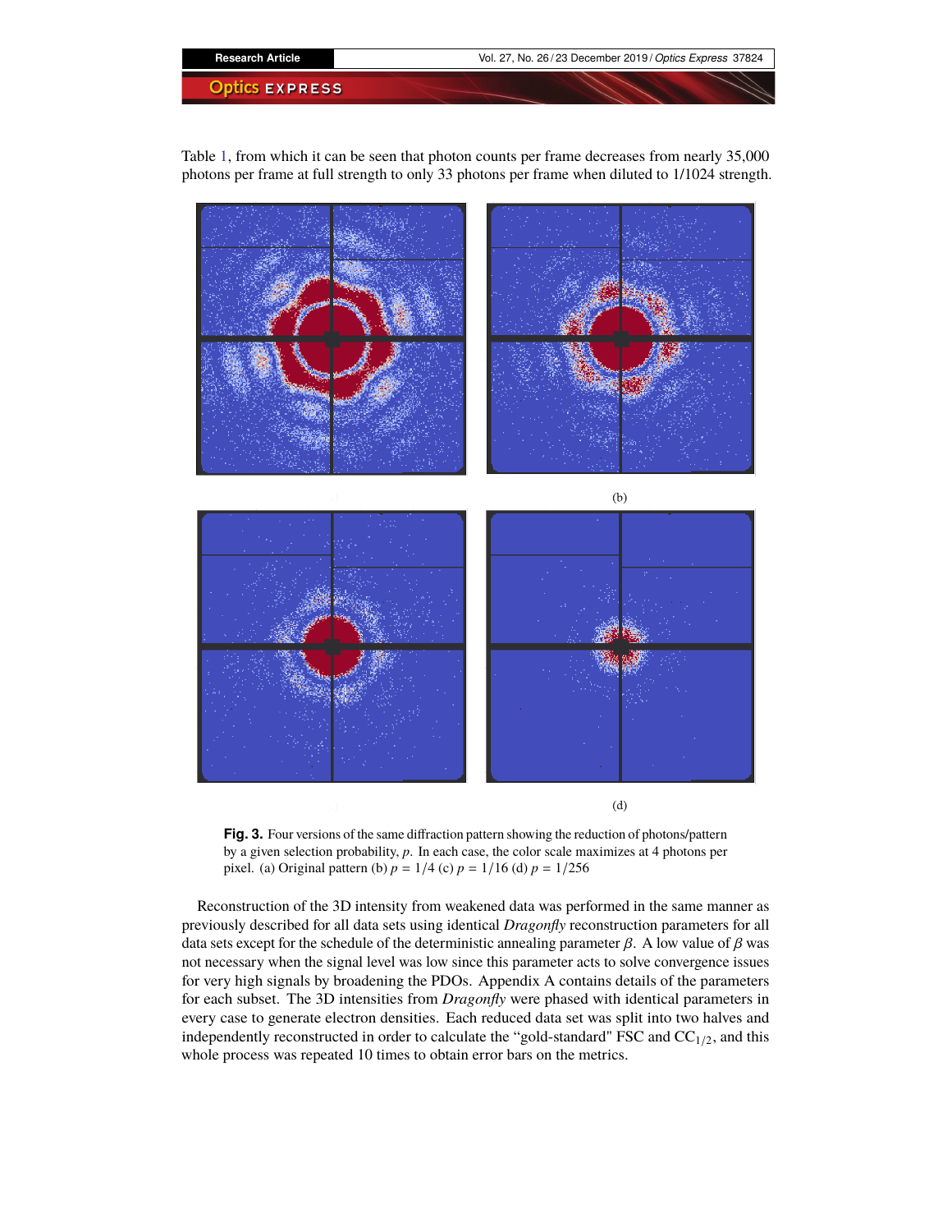Table 1, from which it can be seen that photon counts per frame decreases from nearly 35,000 photons per frame at full strength to only 33 photons per frame when diluted to 1/1024 strength.

(b)

(d)

**Fig. 3.** Four versions of the same diffraction pattern showing the reduction of photons/pattern by a given selection probability, $p$. In each case, the color scale maximizes at 4 photons per pixel. (a) Original pattern (b) $p = 1/4$ (c) $p = 1/16$ (d) $p = 1/256$

Reconstruction of the 3D intensity from weakened data was performed in the same manner as previously described for all data sets using identical *Dragonfly* reconstruction parameters for all data sets except for the schedule of the deterministic annealing parameter $\beta$. A low value of $\beta$ was not necessary when the signal level was low since this parameter acts to solve convergence issues for very high signals by broadening the PDOs. Appendix A contains details of the parameters for each subset. The 3D intensities from *Dragonfly* were phased with identical parameters in every case to generate electron densities. Each reduced data set was split into two halves and independently reconstructed in order to calculate the "gold-standard" FSC and $CC_{1/2}$, and this whole process was repeated 10 times to obtain error bars on the metrics.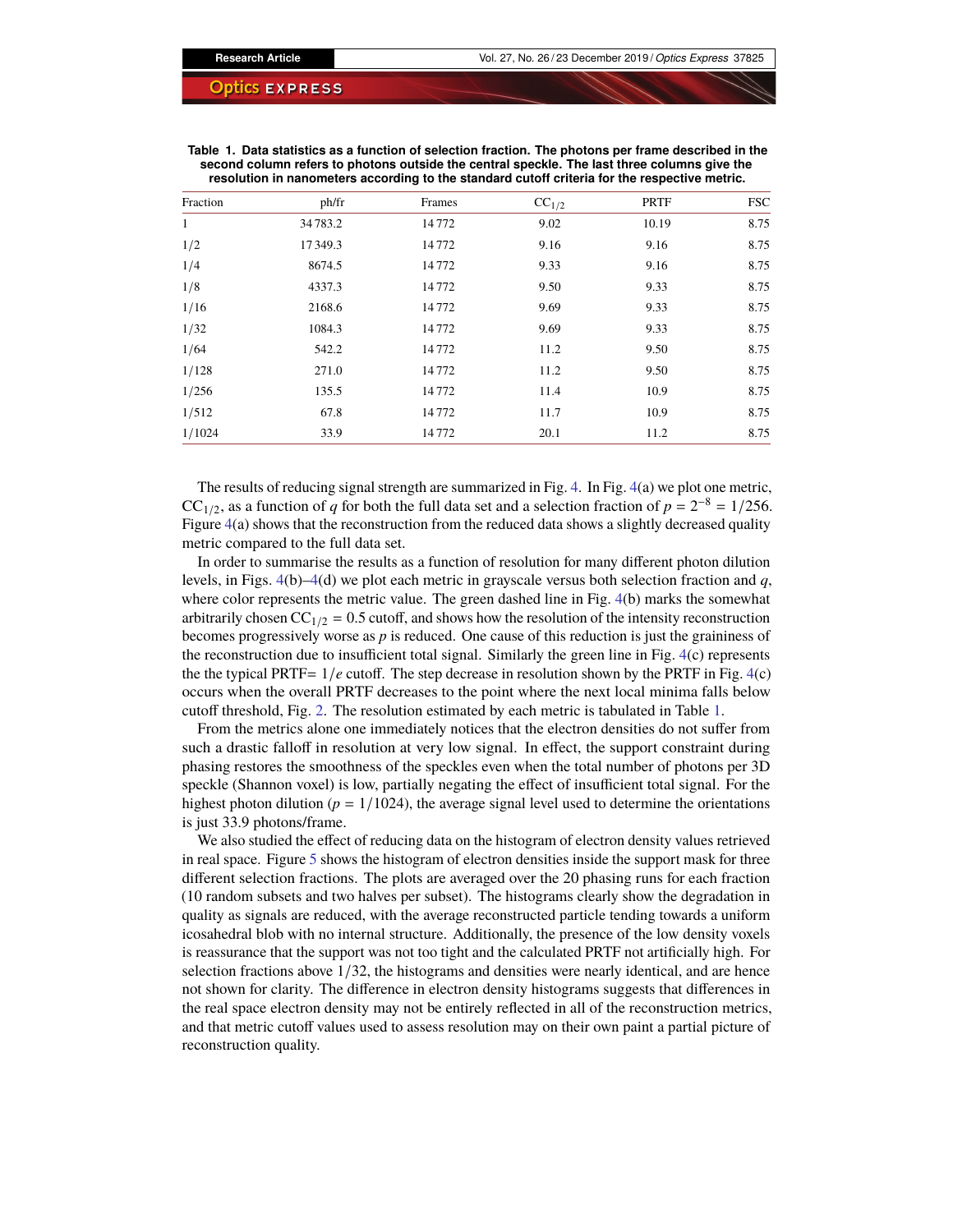**Table 1. Data statistics as a function of selection fraction. The photons per frame described in the second column refers to photons outside the central speckle. The last three columns give the resolution in nanometers according to the standard cutoff criteria for the respective metric.**

| Fraction | ph/fr | Frames | $CC_{1/2}$ | PRTF | FSC |
|---|---|---|---|---|---|
| 1 | 34 783.2 | 14 772 | 9.02 | 10.19 | 8.75 |
| 1/2 | 17 349.3 | 14 772 | 9.16 | 9.16 | 8.75 |
| 1/4 | 8674.5 | 14 772 | 9.33 | 9.16 | 8.75 |
| 1/8 | 4337.3 | 14 772 | 9.50 | 9.33 | 8.75 |
| 1/16 | 2168.6 | 14 772 | 9.69 | 9.33 | 8.75 |
| 1/32 | 1084.3 | 14 772 | 9.69 | 9.33 | 8.75 |
| 1/64 | 542.2 | 14 772 | 11.2 | 9.50 | 8.75 |
| 1/128 | 271.0 | 14 772 | 11.2 | 9.50 | 8.75 |
| 1/256 | 135.5 | 14 772 | 11.4 | 10.9 | 8.75 |
| 1/512 | 67.8 | 14 772 | 11.7 | 10.9 | 8.75 |
| 1/1024 | 33.9 | 14 772 | 20.1 | 11.2 | 8.75 |

The results of reducing signal strength are summarized in Fig. 4. In Fig. 4(a) we plot one metric, $CC_{1/2}$, as a function of $q$ for both the full data set and a selection fraction of $p = 2^{-8} = 1/256$. Figure 4(a) shows that the reconstruction from the reduced data shows a slightly decreased quality metric compared to the full data set.

In order to summarise the results as a function of resolution for many different photon dilution levels, in Figs. 4(b)–4(d) we plot each metric in grayscale versus both selection fraction and $q$, where color represents the metric value. The green dashed line in Fig. 4(b) marks the somewhat arbitrarily chosen $CC_{1/2} = 0.5$ cutoff, and shows how the resolution of the intensity reconstruction becomes progressively worse as $p$ is reduced. One cause of this reduction is just the graininess of the reconstruction due to insufficient total signal. Similarly the green line in Fig. 4(c) represents the the typical PRTF= $1/e$ cutoff. The step decrease in resolution shown by the PRTF in Fig. 4(c) occurs when the overall PRTF decreases to the point where the next local minima falls below cutoff threshold, Fig. 2. The resolution estimated by each metric is tabulated in Table 1.

From the metrics alone one immediately notices that the electron densities do not suffer from such a drastic falloff in resolution at very low signal. In effect, the support constraint during phasing restores the smoothness of the speckles even when the total number of photons per 3D speckle (Shannon voxel) is low, partially negating the effect of insufficient total signal. For the highest photon dilution ($p = 1/1024$), the average signal level used to determine the orientations is just 33.9 photons/frame.

We also studied the effect of reducing data on the histogram of electron density values retrieved in real space. Figure 5 shows the histogram of electron densities inside the support mask for three different selection fractions. The plots are averaged over the 20 phasing runs for each fraction (10 random subsets and two halves per subset). The histograms clearly show the degradation in quality as signals are reduced, with the average reconstructed particle tending towards a uniform icosahedral blob with no internal structure. Additionally, the presence of the low density voxels is reassurance that the support was not too tight and the calculated PRTF not artificially high. For selection fractions above 1/32, the histograms and densities were nearly identical, and are hence not shown for clarity. The difference in electron density histograms suggests that differences in the real space electron density may not be entirely reflected in all of the reconstruction metrics, and that metric cutoff values used to assess resolution may on their own paint a partial picture of reconstruction quality.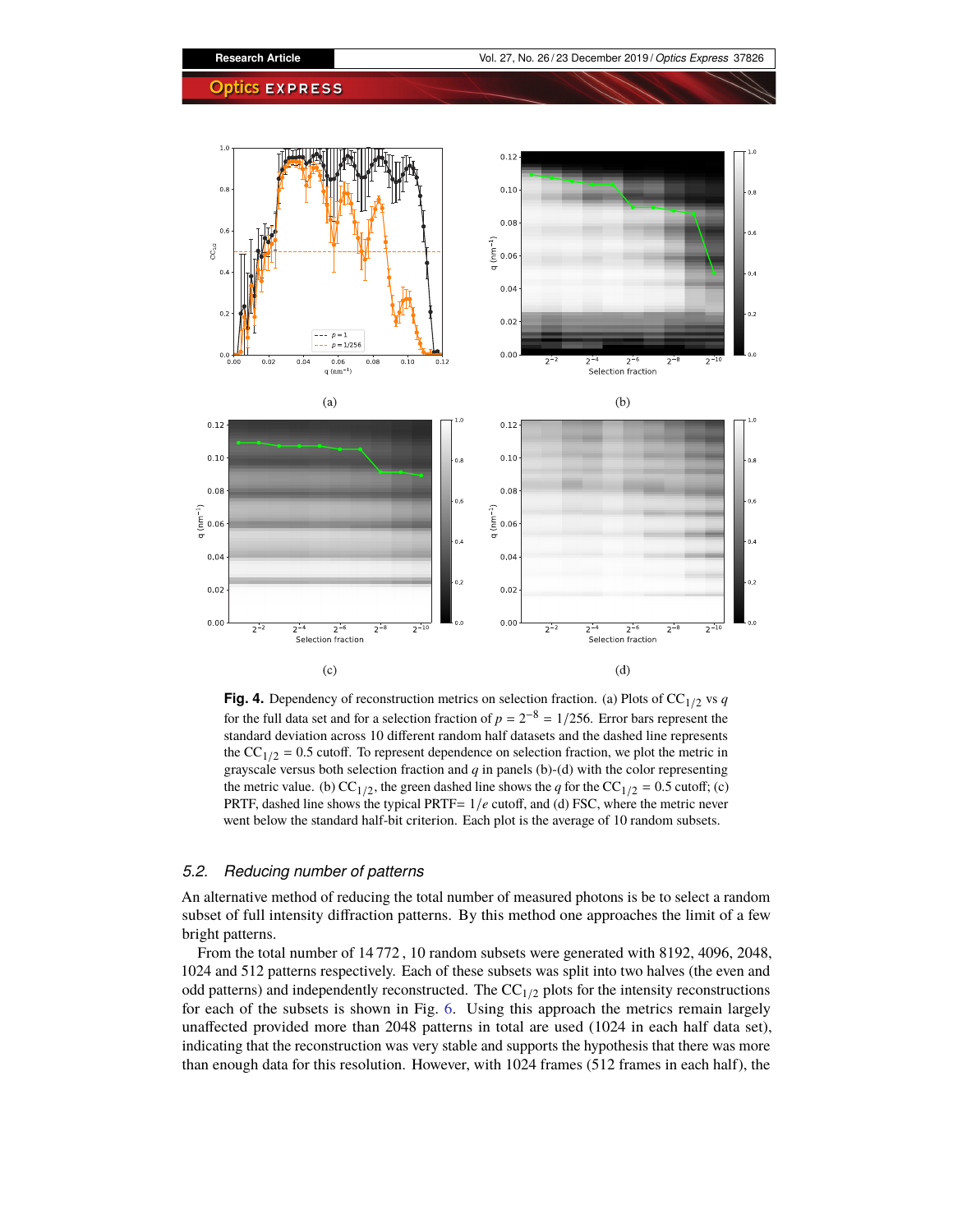**Fig. 4.** Dependency of reconstruction metrics on selection fraction. (a) Plots of $CC_{1/2}$ vs $q$ for the full data set and for a selection fraction of $p = 2^{-8} = 1/256$. Error bars represent the standard deviation across 10 different random half datasets and the dashed line represents the $CC_{1/2} = 0.5$ cutoff. To represent dependence on selection fraction, we plot the metric in grayscale versus both selection fraction and $q$ in panels (b)-(d) with the color representing the metric value. (b) $CC_{1/2}$, the green dashed line shows the $q$ for the $CC_{1/2} = 0.5$ cutoff; (c) PRTF, dashed line shows the typical PRTF= $1/e$ cutoff, and (d) FSC, where the metric never went below the standard half-bit criterion. Each plot is the average of 10 random subsets.

### 5.2. Reducing number of patterns

An alternative method of reducing the total number of measured photons is be to select a random subset of full intensity diffraction patterns. By this method one approaches the limit of a few bright patterns.

From the total number of 14 772 , 10 random subsets were generated with 8192, 4096, 2048, 1024 and 512 patterns respectively. Each of these subsets was split into two halves (the even and odd patterns) and independently reconstructed. The $CC_{1/2}$ plots for the intensity reconstructions for each of the subsets is shown in Fig. 6. Using this approach the metrics remain largely unaffected provided more than 2048 patterns in total are used (1024 in each half data set), indicating that the reconstruction was very stable and supports the hypothesis that there was more than enough data for this resolution. However, with 1024 frames (512 frames in each half), the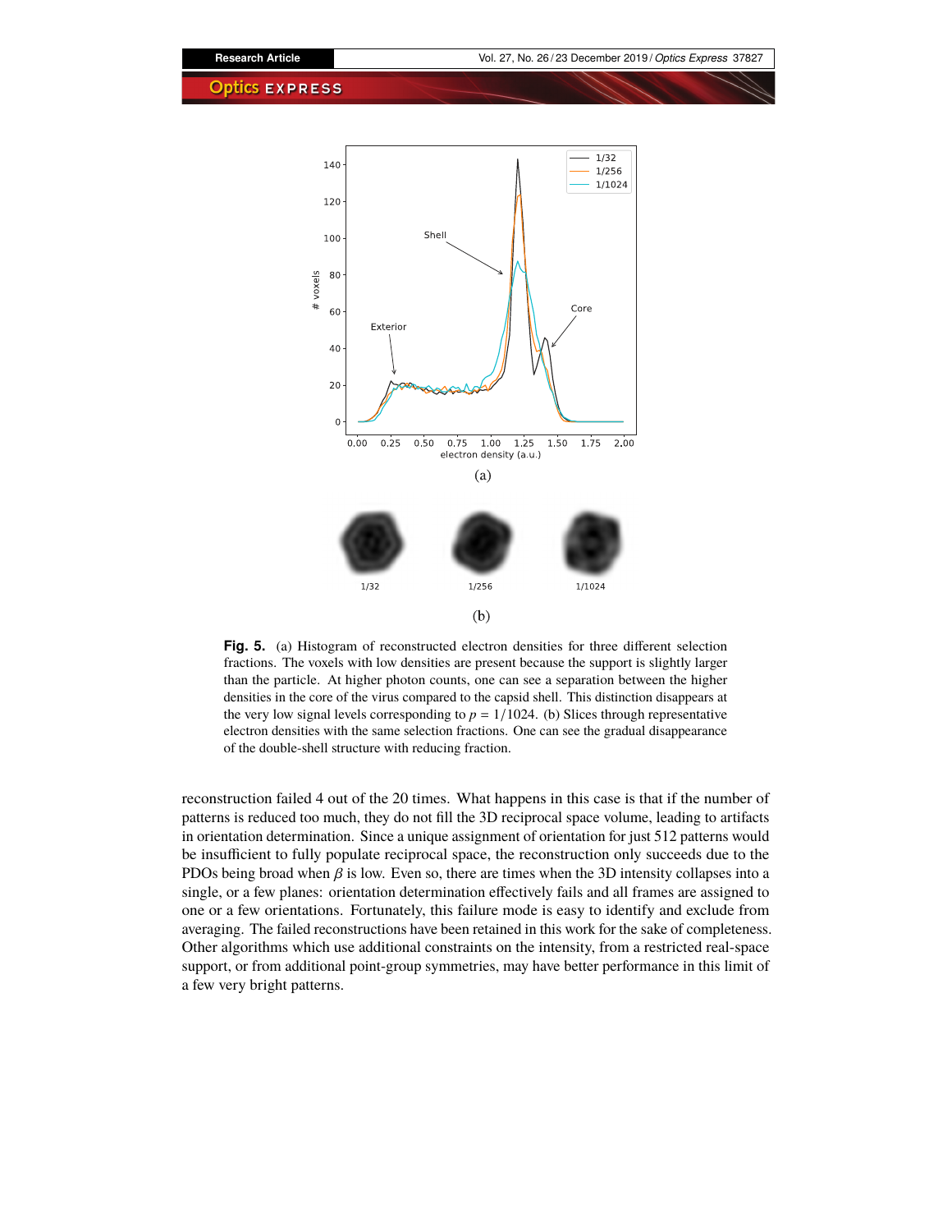**Fig. 5.** (a) Histogram of reconstructed electron densities for three different selection fractions. The voxels with low densities are present because the support is slightly larger than the particle. At higher photon counts, one can see a separation between the higher densities in the core of the virus compared to the capsid shell. This distinction disappears at the very low signal levels corresponding to $p = 1/1024$. (b) Slices through representative electron densities with the same selection fractions. One can see the gradual disappearance of the double-shell structure with reducing fraction.

reconstruction failed 4 out of the 20 times. What happens in this case is that if the number of patterns is reduced too much, they do not fill the 3D reciprocal space volume, leading to artifacts in orientation determination. Since a unique assignment of orientation for just 512 patterns would be insufficient to fully populate reciprocal space, the reconstruction only succeeds due to the PDOs being broad when $\beta$ is low. Even so, there are times when the 3D intensity collapses into a single, or a few planes: orientation determination effectively fails and all frames are assigned to one or a few orientations. Fortunately, this failure mode is easy to identify and exclude from averaging. The failed reconstructions have been retained in this work for the sake of completeness. Other algorithms which use additional constraints on the intensity, from a restricted real-space support, or from additional point-group symmetries, may have better performance in this limit of a few very bright patterns.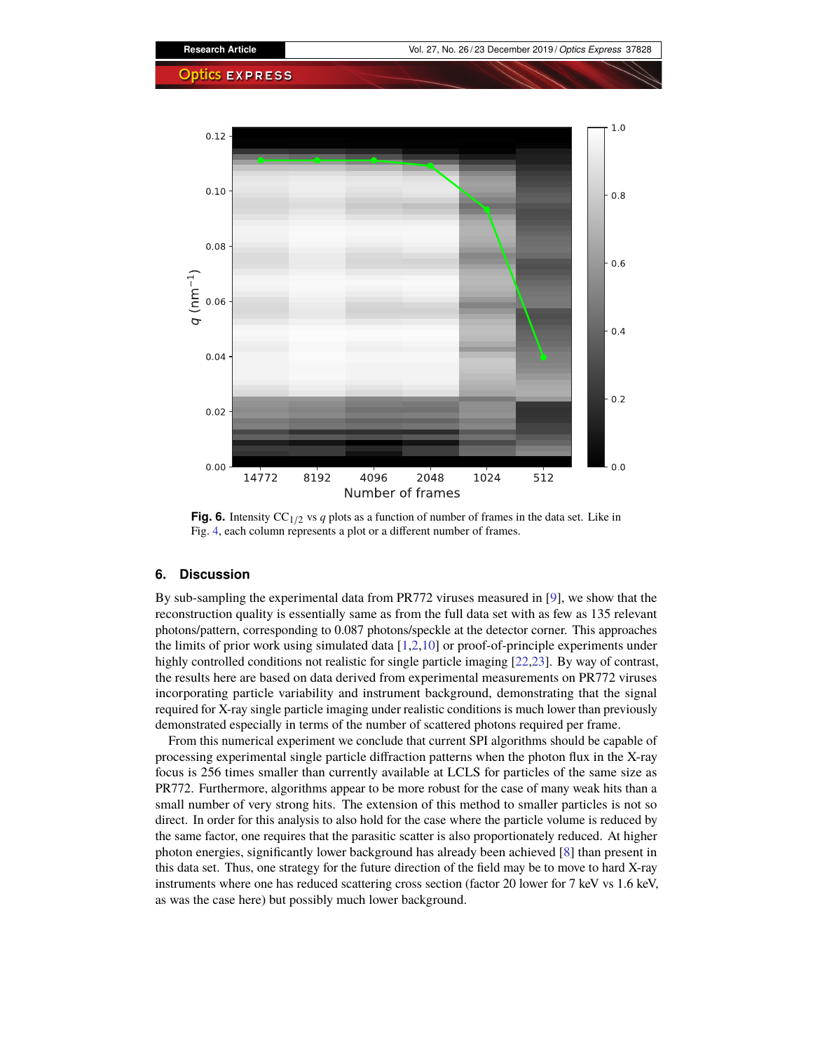**Fig. 6.** Intensity $CC_{1/2}$ vs $q$ plots as a function of number of frames in the data set. Like in Fig. 4, each column represents a plot or a different number of frames.

## 6. Discussion

By sub-sampling the experimental data from PR772 viruses measured in [9], we show that the reconstruction quality is essentially same as from the full data set with as few as 135 relevant photons/pattern, corresponding to 0.087 photons/speckle at the detector corner. This approaches the limits of prior work using simulated data [1,2,10] or proof-of-principle experiments under highly controlled conditions not realistic for single particle imaging [22,23]. By way of contrast, the results here are based on data derived from experimental measurements on PR772 viruses incorporating particle variability and instrument background, demonstrating that the signal required for X-ray single particle imaging under realistic conditions is much lower than previously demonstrated especially in terms of the number of scattered photons required per frame.

From this numerical experiment we conclude that current SPI algorithms should be capable of processing experimental single particle diffraction patterns when the photon flux in the X-ray focus is 256 times smaller than currently available at LCLS for particles of the same size as PR772. Furthermore, algorithms appear to be more robust for the case of many weak hits than a small number of very strong hits. The extension of this method to smaller particles is not so direct. In order for this analysis to also hold for the case where the particle volume is reduced by the same factor, one requires that the parasitic scatter is also proportionately reduced. At higher photon energies, significantly lower background has already been achieved [8] than present in this data set. Thus, one strategy for the future direction of the field may be to move to hard X-ray instruments where one has reduced scattering cross section (factor 20 lower for 7 keV vs 1.6 keV, as was the case here) but possibly much lower background.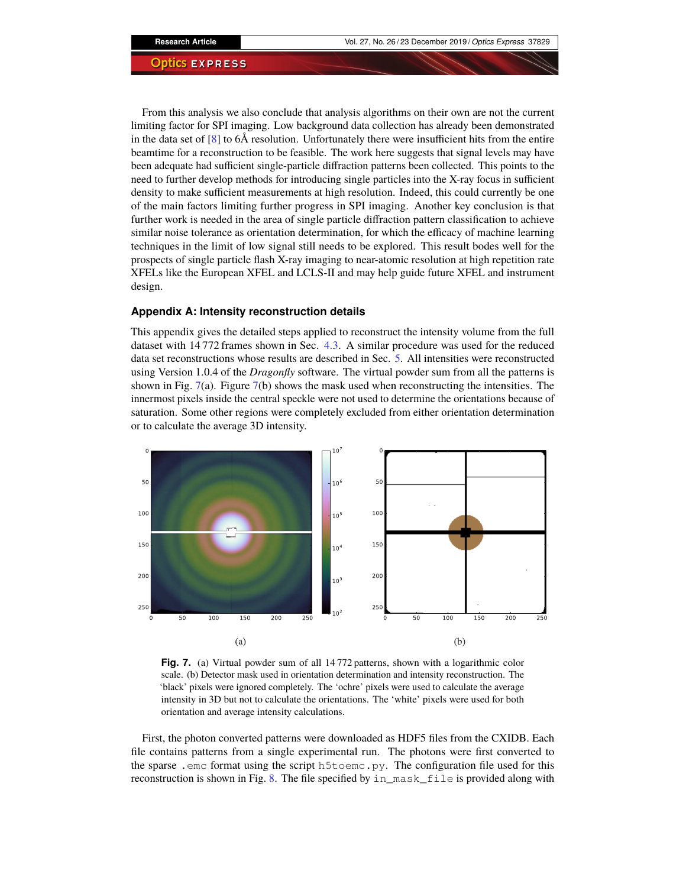From this analysis we also conclude that analysis algorithms on their own are not the current limiting factor for SPI imaging. Low background data collection has already been demonstrated in the data set of [8] to 6Å resolution. Unfortunately there were insufficient hits from the entire beamtime for a reconstruction to be feasible. The work here suggests that signal levels may have been adequate had sufficient single-particle diffraction patterns been collected. This points to the need to further develop methods for introducing single particles into the X-ray focus in sufficient density to make sufficient measurements at high resolution. Indeed, this could currently be one of the main factors limiting further progress in SPI imaging. Another key conclusion is that further work is needed in the area of single particle diffraction pattern classification to achieve similar noise tolerance as orientation determination, for which the efficacy of machine learning techniques in the limit of low signal still needs to be explored. This result bodes well for the prospects of single particle flash X-ray imaging to near-atomic resolution at high repetition rate XFELs like the European XFEL and LCLS-II and may help guide future XFEL and instrument design.

## Appendix A: Intensity reconstruction details

This appendix gives the detailed steps applied to reconstruct the intensity volume from the full dataset with 14 772 frames shown in Sec. 4.3. A similar procedure was used for the reduced data set reconstructions whose results are described in Sec. 5. All intensities were reconstructed using Version 1.0.4 of the *Dragonfly* software. The virtual powder sum from all the patterns is shown in Fig. 7(a). Figure 7(b) shows the mask used when reconstructing the intensities. The innermost pixels inside the central speckle were not used to determine the orientations because of saturation. Some other regions were completely excluded from either orientation determination or to calculate the average 3D intensity.

(a)

(b)

**Fig. 7.** (a) Virtual powder sum of all 14 772 patterns, shown with a logarithmic color scale. (b) Detector mask used in orientation determination and intensity reconstruction. The 'black' pixels were ignored completely. The 'ochre' pixels were used to calculate the average intensity in 3D but not to calculate the orientations. The 'white' pixels were used for both orientation and average intensity calculations.

First, the photon converted patterns were downloaded as HDF5 files from the CXIDB. Each file contains patterns from a single experimental run. The photons were first converted to the sparse `.emc` format using the script `h5toemc.py`. The configuration file used for this reconstruction is shown in Fig. 8. The file specified by `in_mask_file` is provided along with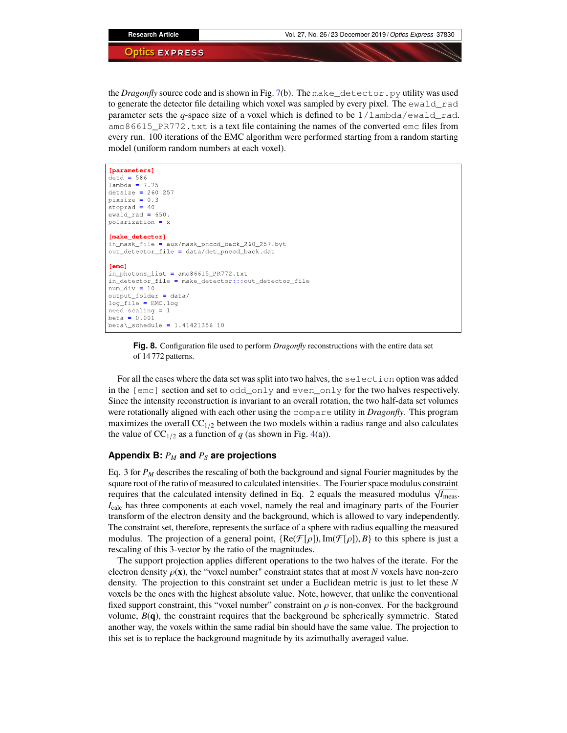the *Dragonfly* source code and is shown in Fig. 7(b). The `make_detector.py` utility was used to generate the detector file detailing which voxel was sampled by every pixel. The `ewald_rad` parameter sets the $q$-space size of a voxel which is defined to be `1/lambda/ewald_rad`. `amo86615_PR772.txt` is a text file containing the names of the converted `emc` files from every run. 100 iterations of the EMC algorithm were performed starting from a random starting model (uniform random numbers at each voxel).

```
[parameters]
detd = 586
lambda = 7.75
detsize = 260 257
pixsize = 0.3
stoprad = 40
ewald_rad = 650.
polarization = x

[make_detector]
in_mask_file = aux/mask_pnccd_back_260_257.byt
out_detector_file = data/det_pnccd_back.dat

[emc]
in_photons_list = amo86615_PR772.txt
in_detector_file = make_detector:::out_detector_file
num_div = 10
output_folder = data/
log_file = EMC.log
need_scaling = 1
beta = 0.001
beta\_schedule = 1.41421356 10
```

**Fig. 8.** Configuration file used to perform *Dragonfly* reconstructions with the entire data set of 14 772 patterns.

For all the cases where the data set was split into two halves, the `selection` option was added in the `[emc]` section and set to `odd_only` and `even_only` for the two halves respectively. Since the intensity reconstruction is invariant to an overall rotation, the two half-data set volumes were rotationally aligned with each other using the `compare` utility in *Dragonfly*. This program maximizes the overall $CC_{1/2}$ between the two models within a radius range and also calculates the value of $CC_{1/2}$ as a function of $q$ (as shown in Fig. 4(a)).

## Appendix B: $P_M$ and $P_S$ are projections

Eq. 3 for $P_M$ describes the rescaling of both the background and signal Fourier magnitudes by the square root of the ratio of measured to calculated intensities. The Fourier space modulus constraint requires that the calculated intensity defined in Eq. 2 equals the measured modulus $\sqrt{I_{\text{meas}}}$. $I_{\text{calc}}$ has three components at each voxel, namely the real and imaginary parts of the Fourier transform of the electron density and the background, which is allowed to vary independently. The constraint set, therefore, represents the surface of a sphere with radius equalling the measured modulus. The projection of a general point, $\{\text{Re}(\mathcal{F}[\rho]), \text{Im}(\mathcal{F}[\rho]), B\}$ to this sphere is just a rescaling of this 3-vector by the ratio of the magnitudes.

The support projection applies different operations to the two halves of the iterate. For the electron density $\rho(\mathbf{x})$, the "voxel number" constraint states that at most $N$ voxels have non-zero density. The projection to this constraint set under a Euclidean metric is just to let these $N$ voxels be the ones with the highest absolute value. Note, however, that unlike the conventional fixed support constraint, this "voxel number" constraint on $\rho$ is non-convex. For the background volume, $B(\mathbf{q})$, the constraint requires that the background be spherically symmetric. Stated another way, the voxels within the same radial bin should have the same value. The projection to this set is to replace the background magnitude by its azimuthally averaged value.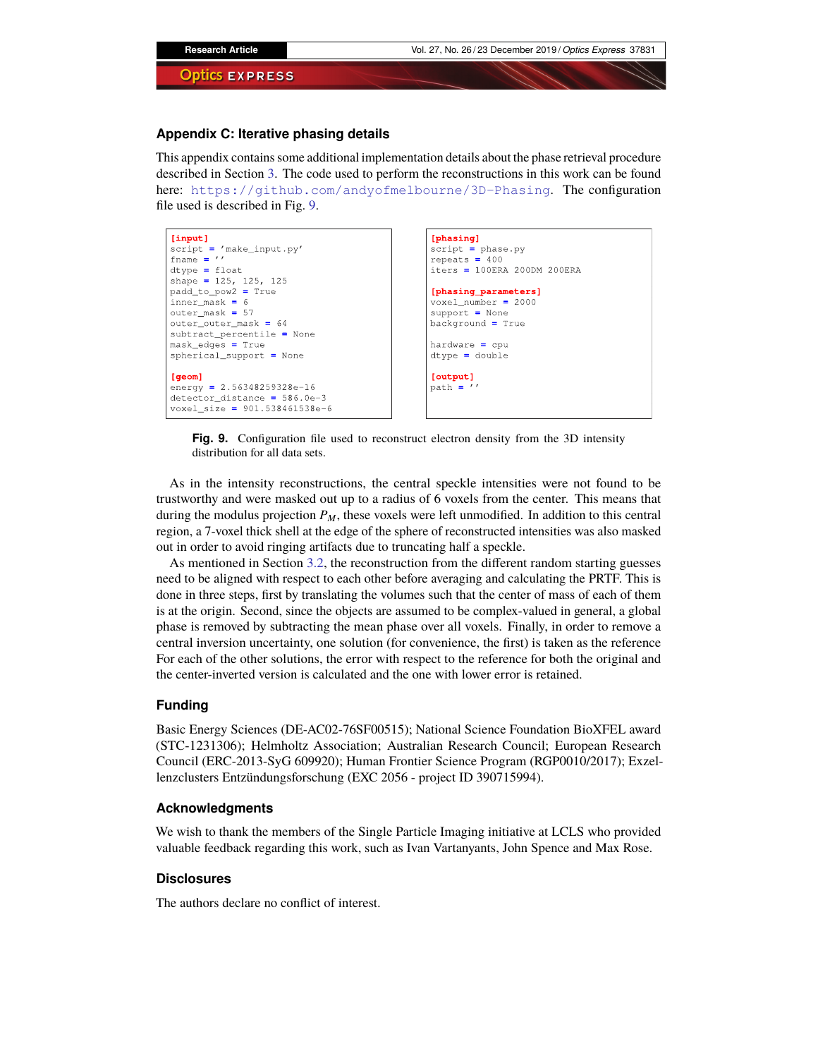## Appendix C: Iterative phasing details

This appendix contains some additional implementation details about the phase retrieval procedure described in Section 3. The code used to perform the reconstructions in this work can be found here: https://github.com/andyofmelbourne/3D-Phasing. The configuration file used is described in Fig. 9.

```
[input]
script = 'make_input.py'
fname = ''
dtype = float
shape = 125, 125, 125
padd_to_pow2 = True
inner_mask = 6
outer_mask = 57
outer_outer_mask = 64
subtract_percentile = None
mask_edges = True
spherical_support = None

[geom]
energy = 2.56348259328e-16
detector_distance = 586.0e-3
voxel_size = 901.538461538e-6
```

```
[phasing]
script = phase.py
repeats = 400
iters = 100ERA 200DM 200ERA

[phasing_parameters]
voxel_number = 2000
support = None
background = True

hardware = cpu
dtype = double

[output]
path = ''
```

**Fig. 9.** Configuration file used to reconstruct electron density from the 3D intensity distribution for all data sets.

As in the intensity reconstructions, the central speckle intensities were not found to be trustworthy and were masked out up to a radius of 6 voxels from the center. This means that during the modulus projection $P_M$, these voxels were left unmodified. In addition to this central region, a 7-voxel thick shell at the edge of the sphere of reconstructed intensities was also masked out in order to avoid ringing artifacts due to truncating half a speckle.

As mentioned in Section 3.2, the reconstruction from the different random starting guesses need to be aligned with respect to each other before averaging and calculating the PRTF. This is done in three steps, first by translating the volumes such that the center of mass of each of them is at the origin. Second, since the objects are assumed to be complex-valued in general, a global phase is removed by subtracting the mean phase over all voxels. Finally, in order to remove a central inversion uncertainty, one solution (for convenience, the first) is taken as the reference For each of the other solutions, the error with respect to the reference for both the original and the center-inverted version is calculated and the one with lower error is retained.

## Funding

Basic Energy Sciences (DE-AC02-76SF00515); National Science Foundation BioXFEL award (STC-1231306); Helmholtz Association; Australian Research Council; European Research Council (ERC-2013-SyG 609920); Human Frontier Science Program (RGP0010/2017); Exzellenzclusters Entzündungsforschung (EXC 2056 - project ID 390715994).

## Acknowledgments

We wish to thank the members of the Single Particle Imaging initiative at LCLS who provided valuable feedback regarding this work, such as Ivan Vartanyants, John Spence and Max Rose.

## Disclosures

The authors declare no conflict of interest.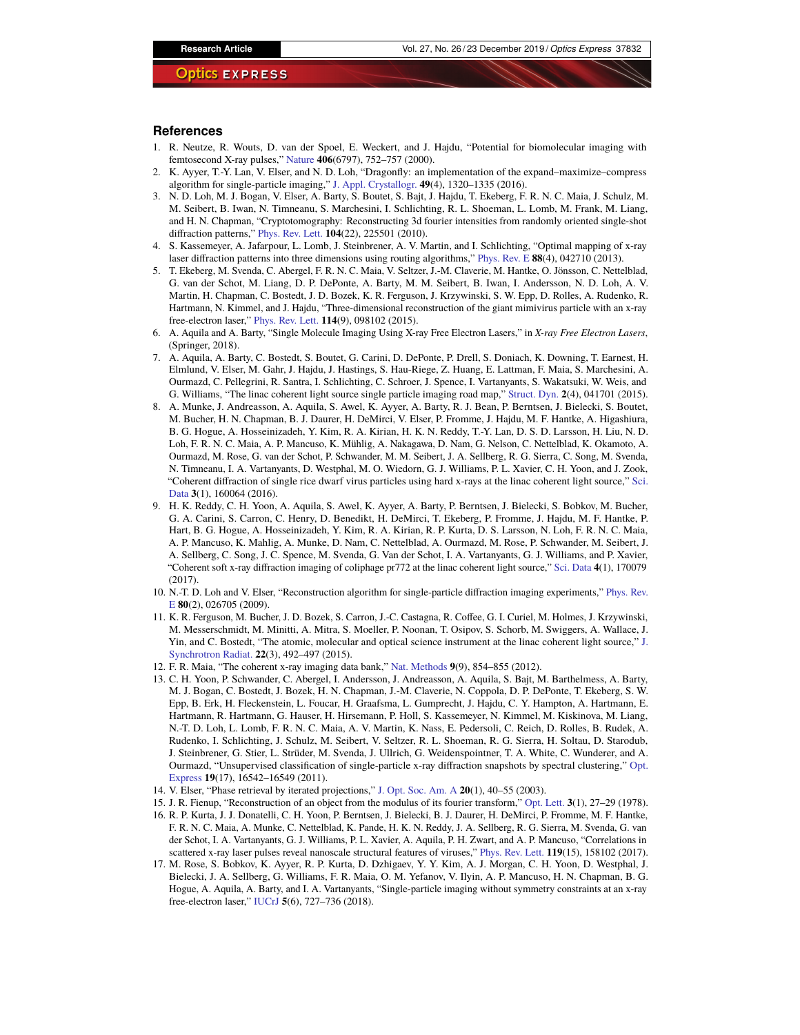## References

1. R. Neutze, R. Wouts, D. van der Spoel, E. Weckert, and J. Hajdu, "Potential for biomolecular imaging with femtosecond X-ray pulses," Nature **406**(6797), 752–757 (2000).
2. K. Ayyer, T.-Y. Lan, V. Elser, and N. D. Loh, "Dragonfly: an implementation of the expand–maximize–compress algorithm for single-particle imaging," J. Appl. Crystallogr. **49**(4), 1320–1335 (2016).
3. N. D. Loh, M. J. Bogan, V. Elser, A. Barty, S. Boutet, S. Bajt, J. Hajdu, T. Ekeberg, F. R. N. C. Maia, J. Schulz, M. M. Seibert, B. Iwan, N. Timneanu, S. Marchesini, I. Schlichting, R. L. Shoeman, L. Lomb, M. Frank, M. Liang, and H. N. Chapman, "Cryptotomography: Reconstructing 3d fourier intensities from randomly oriented single-shot diffraction patterns," Phys. Rev. Lett. **104**(22), 225501 (2010).
4. S. Kassemeyer, A. Jafarpour, L. Lomb, J. Steinbrener, A. V. Martin, and I. Schlichting, "Optimal mapping of x-ray laser diffraction patterns into three dimensions using routing algorithms," Phys. Rev. E **88**(4), 042710 (2013).
5. T. Ekeberg, M. Svenda, C. Abergel, F. R. N. C. Maia, V. Seltzer, J.-M. Claverie, M. Hantke, O. Jönsson, C. Nettelblad, G. van der Schot, M. Liang, D. P. DePonte, A. Barty, M. M. Seibert, B. Iwan, I. Andersson, N. D. Loh, A. V. Martin, H. Chapman, C. Bostedt, J. D. Bozek, K. R. Ferguson, J. Krzywinski, S. W. Epp, D. Rolles, A. Rudenko, R. Hartmann, N. Kimmel, and J. Hajdu, "Three-dimensional reconstruction of the giant mimivirus particle with an x-ray free-electron laser," Phys. Rev. Lett. **114**(9), 098102 (2015).
6. A. Aquila and A. Barty, "Single Molecule Imaging Using X-ray Free Electron Lasers," in *X-ray Free Electron Lasers*, (Springer, 2018).
7. A. Aquila, A. Barty, C. Bostedt, S. Boutet, G. Carini, D. DePonte, P. Drell, S. Doniach, K. Downing, T. Earnest, H. Elmlund, V. Elser, M. Gahr, J. Hajdu, J. Hastings, S. Hau-Riege, Z. Huang, E. Lattman, F. Maia, S. Marchesini, A. Ourmazd, C. Pellegrini, R. Santra, I. Schlichting, C. Schroer, J. Spence, I. Vartanyants, S. Wakatsuki, W. Weis, and G. Williams, "The linac coherent light source single particle imaging road map," Struct. Dyn. **2**(4), 041701 (2015).
8. A. Munke, J. Andreasson, A. Aquila, S. Awel, K. Ayyer, A. Barty, R. J. Bean, P. Berntsen, J. Bielecki, S. Boutet, M. Bucher, H. N. Chapman, B. J. Daurer, H. DeMirci, V. Elser, P. Fromme, J. Hajdu, M. F. Hantke, A. Higashiura, B. G. Hogue, A. Hosseinizadeh, Y. Kim, R. A. Kirian, H. K. N. Reddy, T.-Y. Lan, D. S. D. Larsson, H. Liu, N. D. Loh, F. R. N. C. Maia, A. P. Mancuso, K. Mühlig, A. Nakagawa, D. Nam, G. Nelson, C. Nettelblad, K. Okamoto, A. Ourmazd, M. Rose, G. van der Schot, P. Schwander, M. M. Seibert, J. A. Sellberg, R. G. Sierra, C. Song, M. Svenda, N. Timneanu, I. A. Vartanyants, D. Westphal, M. O. Wiedorn, G. J. Williams, P. L. Xavier, C. H. Yoon, and J. Zook, "Coherent diffraction of single rice dwarf virus particles using hard x-rays at the linac coherent light source," Sci. Data **3**(1), 160064 (2016).
9. H. K. Reddy, C. H. Yoon, A. Aquila, S. Awel, K. Ayyer, A. Barty, P. Berntsen, J. Bielecki, S. Bobkov, M. Bucher, G. A. Carini, S. Carron, C. Henry, D. Benedikt, H. DeMirci, T. Ekeberg, P. Fromme, J. Hajdu, M. F. Hantke, P. Hart, B. G. Hogue, A. Hosseinizadeh, Y. Kim, R. A. Kirian, R. P. Kurta, D. S. Larsson, N. Loh, F. R. N. C. Maia, A. P. Mancuso, K. Mahlig, A. Munke, D. Nam, C. Nettelblad, A. Ourmazd, M. Rose, P. Schwander, M. Seibert, J. A. Sellberg, C. Song, J. C. Spence, M. Svenda, G. Van der Schot, I. A. Vartanyants, G. J. Williams, and P. Xavier, "Coherent soft x-ray diffraction imaging of coliphage pr772 at the linac coherent light source," Sci. Data **4**(1), 170079 (2017).
10. N.-T. D. Loh and V. Elser, "Reconstruction algorithm for single-particle diffraction imaging experiments," Phys. Rev. E **80**(2), 026705 (2009).
11. K. R. Ferguson, M. Bucher, J. D. Bozek, S. Carron, J.-C. Castagna, R. Coffee, G. I. Curiel, M. Holmes, J. Krzywinski, M. Messerschmidt, M. Minitti, A. Mitra, S. Moeller, P. Noonan, T. Osipov, S. Schorb, M. Swiggers, A. Wallace, J. Yin, and C. Bostedt, "The atomic, molecular and optical science instrument at the linac coherent light source," J. Synchrotron Radiat. **22**(3), 492–497 (2015).
12. F. R. Maia, "The coherent x-ray imaging data bank," Nat. Methods **9**(9), 854–855 (2012).
13. C. H. Yoon, P. Schwander, C. Abergel, I. Andersson, J. Andreasson, A. Aquila, S. Bajt, M. Barthelmess, A. Barty, M. J. Bogan, C. Bostedt, J. Bozek, H. N. Chapman, J.-M. Claverie, N. Coppola, D. P. DePonte, T. Ekeberg, S. W. Epp, B. Erk, H. Fleckenstein, L. Foucar, H. Graafsma, L. Gumprecht, J. Hajdu, C. Y. Hampton, A. Hartmann, E. Hartmann, R. Hartmann, G. Hauser, H. Hirsemann, P. Holl, S. Kassemeyer, N. Kimmel, M. Kiskinova, M. Liang, N.-T. D. Loh, L. Lomb, F. R. N. C. Maia, A. V. Martin, K. Nass, E. Pedersoli, C. Reich, D. Rolles, B. Rudek, A. Rudenko, I. Schlichting, J. Schulz, M. Seibert, V. Seltzer, R. L. Shoeman, R. G. Sierra, H. Soltau, D. Starodub, J. Steinbrener, G. Stier, L. Strüder, M. Svenda, J. Ullrich, G. Weidenspointner, T. A. White, C. Wunderer, and A. Ourmazd, "Unsupervised classification of single-particle x-ray diffraction snapshots by spectral clustering," Opt. Express **19**(17), 16542–16549 (2011).
14. V. Elser, "Phase retrieval by iterated projections," J. Opt. Soc. Am. A **20**(1), 40–55 (2003).
15. J. R. Fienup, "Reconstruction of an object from the modulus of its fourier transform," Opt. Lett. **3**(1), 27–29 (1978).
16. R. P. Kurta, J. J. Donatelli, C. H. Yoon, P. Berntsen, J. Bielecki, B. J. Daurer, H. DeMirci, P. Fromme, M. F. Hantke, F. R. N. C. Maia, A. Munke, C. Nettelblad, K. Pande, H. K. N. Reddy, J. A. Sellberg, R. G. Sierra, M. Svenda, G. van der Schot, I. A. Vartanyants, G. J. Williams, P. L. Xavier, A. Aquila, P. H. Zwart, and A. P. Mancuso, "Correlations in scattered x-ray laser pulses reveal nanoscale structural features of viruses," Phys. Rev. Lett. **119**(15), 158102 (2017).
17. M. Rose, S. Bobkov, K. Ayyer, R. P. Kurta, D. Dzhigaev, Y. Y. Kim, A. J. Morgan, C. H. Yoon, D. Westphal, J. Bielecki, J. A. Sellberg, G. Williams, F. R. Maia, O. M. Yefanov, V. Ilyin, A. P. Mancuso, H. N. Chapman, B. G. Hogue, A. Aquila, A. Barty, and I. A. Vartanyants, "Single-particle imaging without symmetry constraints at an x-ray free-electron laser," IUCrJ **5**(6), 727–736 (2018).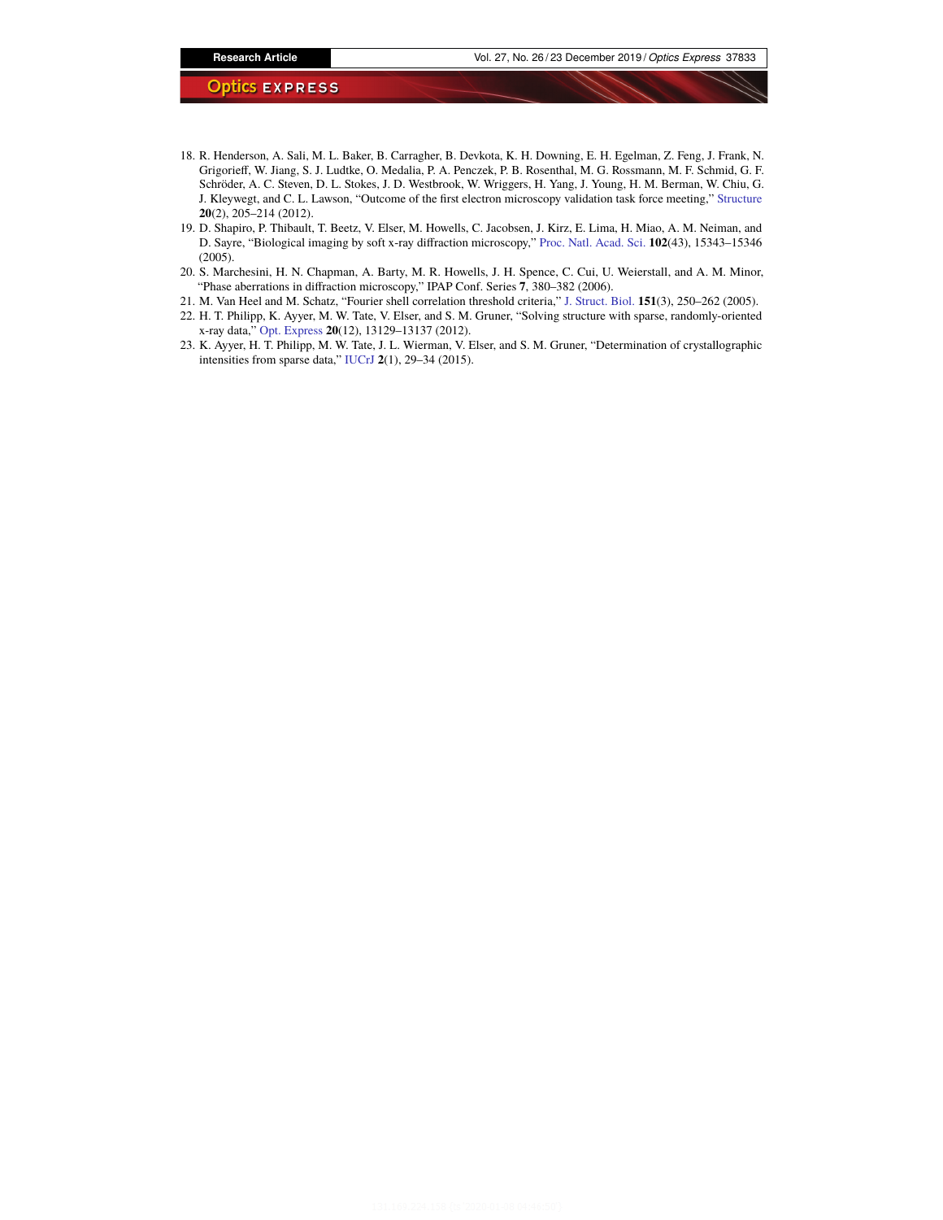18. R. Henderson, A. Sali, M. L. Baker, B. Carragher, B. Devkota, K. H. Downing, E. H. Egelman, Z. Feng, J. Frank, N. Grigorieff, W. Jiang, S. J. Ludtke, O. Medalia, P. A. Penczek, P. B. Rosenthal, M. G. Rossmann, M. F. Schmid, G. F. Schröder, A. C. Steven, D. L. Stokes, J. D. Westbrook, W. Wriggers, H. Yang, J. Young, H. M. Berman, W. Chiu, G. J. Kleywegt, and C. L. Lawson, "Outcome of the first electron microscopy validation task force meeting," Structure **20**(2), 205–214 (2012).
19. D. Shapiro, P. Thibault, T. Beetz, V. Elser, M. Howells, C. Jacobsen, J. Kirz, E. Lima, H. Miao, A. M. Neiman, and D. Sayre, "Biological imaging by soft x-ray diffraction microscopy," Proc. Natl. Acad. Sci. **102**(43), 15343–15346 (2005).
20. S. Marchesini, H. N. Chapman, A. Barty, M. R. Howells, J. H. Spence, C. Cui, U. Weierstall, and A. M. Minor, "Phase aberrations in diffraction microscopy," IPAP Conf. Series **7**, 380–382 (2006).
21. M. Van Heel and M. Schatz, "Fourier shell correlation threshold criteria," J. Struct. Biol. **151**(3), 250–262 (2005).
22. H. T. Philipp, K. Ayyer, M. W. Tate, V. Elser, and S. M. Gruner, "Solving structure with sparse, randomly-oriented x-ray data," Opt. Express **20**(12), 13129–13137 (2012).
23. K. Ayyer, H. T. Philipp, M. W. Tate, J. L. Wierman, V. Elser, and S. M. Gruner, "Determination of crystallographic intensities from sparse data," IUCrJ **2**(1), 29–34 (2015).